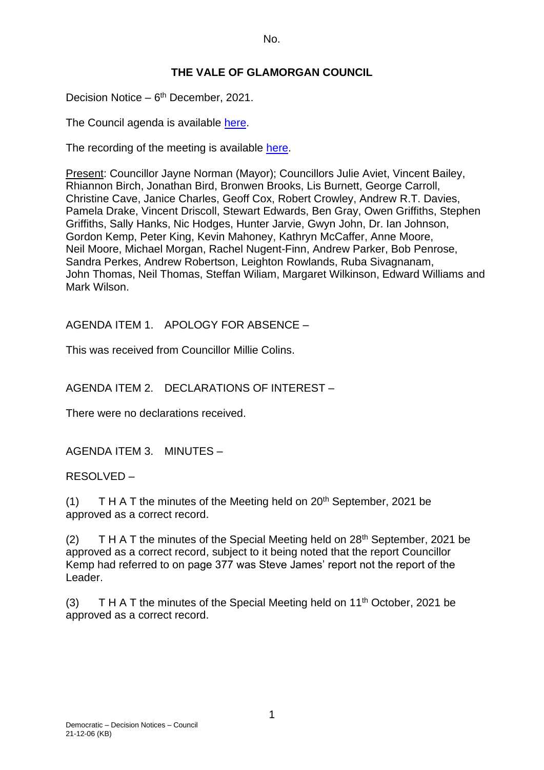No.

# THE VALE OF GLAMORGAN COUNCIL

Decision Notice – 6th December, 2021.

The Council agenda is available here.

The recording of the meeting is available here.

Present: Councillor Jayne Norman (Mayor); Councillors Julie Aviet, Vincent Bailey, Rhiannon Birch, Jonathan Bird, Bronwen Brooks, Lis Burnett, George Carroll, Christine Cave, Janice Charles, Geoff Cox, Robert Crowley, Andrew R.T. Davies, Pamela Drake, Vincent Driscoll, Stewart Edwards, Ben Gray, Owen Griffiths, Stephen Griffiths, Sally Hanks, Nic Hodges, Hunter Jarvie, Gwyn John, Dr. Ian Johnson, Gordon Kemp, Peter King, Kevin Mahoney, Kathryn McCaffer, Anne Moore, Neil Moore, Michael Morgan, Rachel Nugent-Finn, Andrew Parker, Bob Penrose, Sandra Perkes, Andrew Robertson, Leighton Rowlands, Ruba Sivagnanam, John Thomas, Neil Thomas, Steffan Wiliam, Margaret Wilkinson, Edward Williams and Mark Wilson.

AGENDA ITEM 1. APOLOGY FOR ABSENCE –

This was received from Councillor Millie Colins.

AGENDA ITEM 2. DECLARATIONS OF INTEREST –

There were no declarations received.

AGENDA ITEM 3. MINUTES –

RESOLVED –

(1) T H A T the minutes of the Meeting held on 20th September, 2021 be approved as a correct record.

(2) T H A T the minutes of the Special Meeting held on 28th September, 2021 be approved as a correct record, subject to it being noted that the report Councillor Kemp had referred to on page 377 was Steve James' report not the report of the Leader.

(3) T H A T the minutes of the Special Meeting held on 11th October, 2021 be approved as a correct record.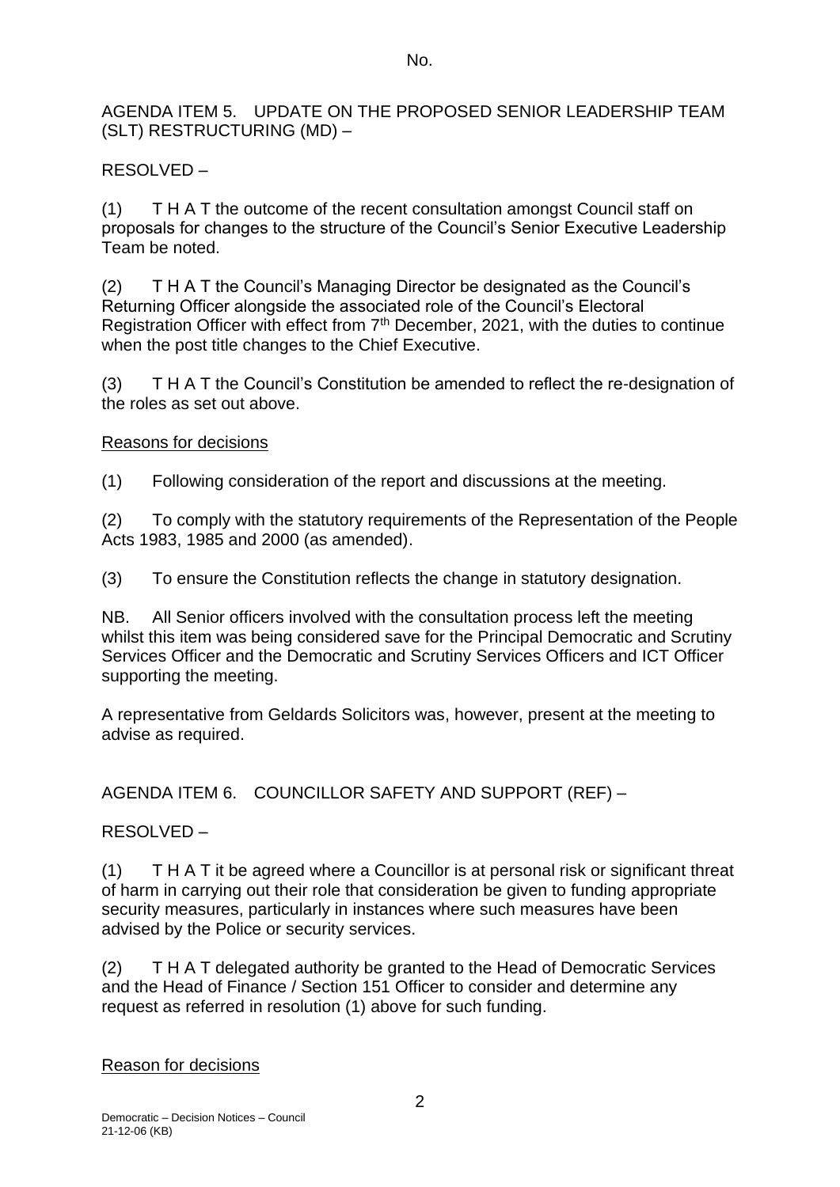AGENDA ITEM 5. UPDATE ON THE PROPOSED SENIOR LEADERSHIP TEAM (SLT) RESTRUCTURING (MD) –

RESOLVED –

(1) T H A T the outcome of the recent consultation amongst Council staff on proposals for changes to the structure of the Council's Senior Executive Leadership Team be noted.

(2) T H A T the Council's Managing Director be designated as the Council's Returning Officer alongside the associated role of the Council's Electoral Registration Officer with effect from 7th December, 2021, with the duties to continue when the post title changes to the Chief Executive.

(3) T H A T the Council's Constitution be amended to reflect the re-designation of the roles as set out above.

Reasons for decisions

(1) Following consideration of the report and discussions at the meeting.

(2) To comply with the statutory requirements of the Representation of the People Acts 1983, 1985 and 2000 (as amended).

(3) To ensure the Constitution reflects the change in statutory designation.

NB. All Senior officers involved with the consultation process left the meeting whilst this item was being considered save for the Principal Democratic and Scrutiny Services Officer and the Democratic and Scrutiny Services Officers and ICT Officer supporting the meeting.

A representative from Geldards Solicitors was, however, present at the meeting to advise as required.

AGENDA ITEM 6. COUNCILLOR SAFETY AND SUPPORT (REF) –

RESOLVED –

(1) T H A T it be agreed where a Councillor is at personal risk or significant threat of harm in carrying out their role that consideration be given to funding appropriate security measures, particularly in instances where such measures have been advised by the Police or security services.

(2) T H A T delegated authority be granted to the Head of Democratic Services and the Head of Finance / Section 151 Officer to consider and determine any request as referred in resolution (1) above for such funding.

Reason for decisions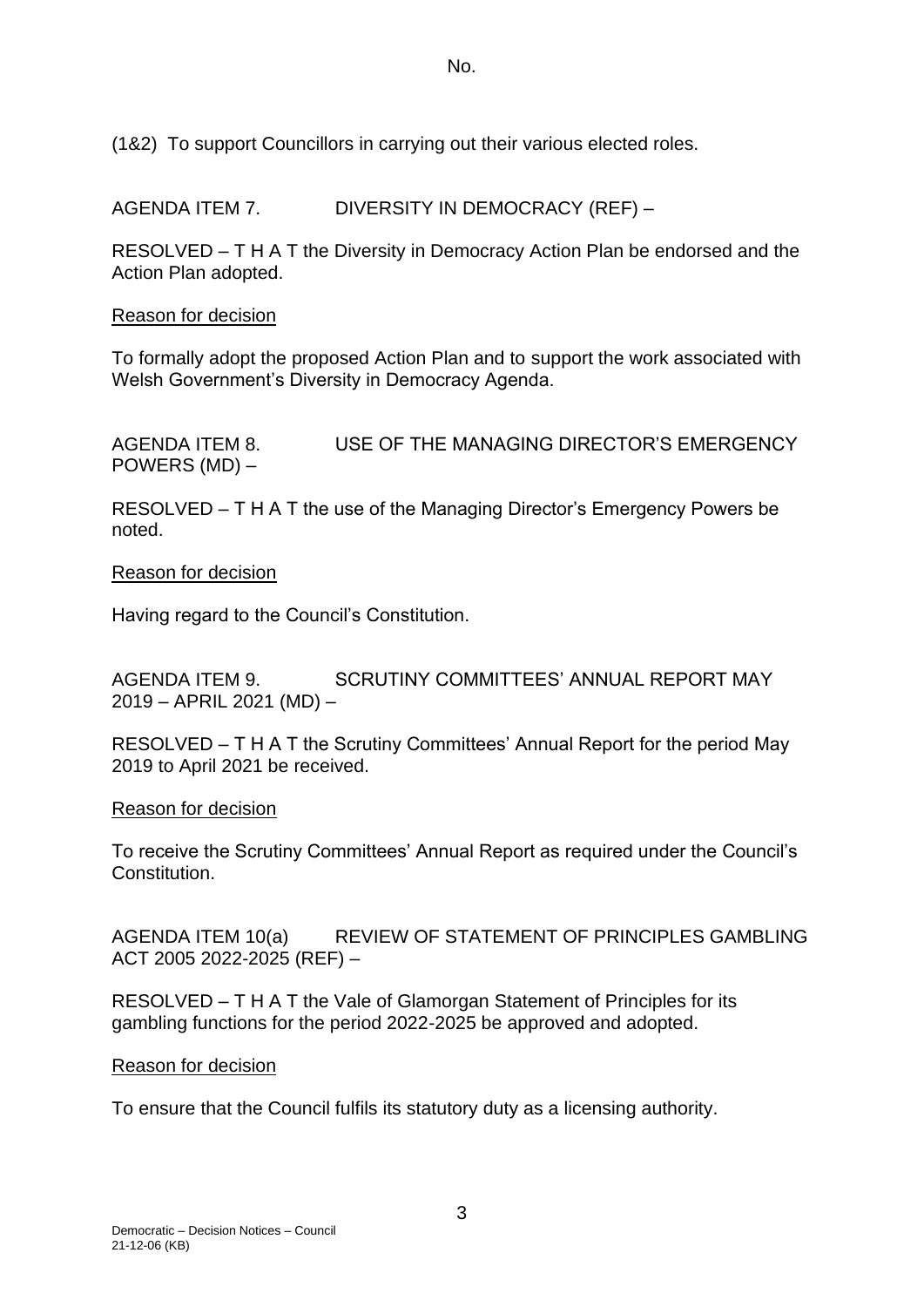(1&2) To support Councillors in carrying out their various elected roles.

AGENDA ITEM 7. DIVERSITY IN DEMOCRACY (REF) –

RESOLVED – T H A T the Diversity in Democracy Action Plan be endorsed and the Action Plan adopted.

Reason for decision

To formally adopt the proposed Action Plan and to support the work associated with Welsh Government's Diversity in Democracy Agenda.

AGENDA ITEM 8. USE OF THE MANAGING DIRECTOR'S EMERGENCY POWERS (MD) –

RESOLVED – T H A T the use of the Managing Director's Emergency Powers be noted.

Reason for decision

Having regard to the Council's Constitution.

AGENDA ITEM 9. SCRUTINY COMMITTEES' ANNUAL REPORT MAY 2019 – APRIL 2021 (MD) –

RESOLVED – T H A T the Scrutiny Committees' Annual Report for the period May 2019 to April 2021 be received.

Reason for decision

To receive the Scrutiny Committees' Annual Report as required under the Council's Constitution.

AGENDA ITEM 10(a) REVIEW OF STATEMENT OF PRINCIPLES GAMBLING ACT 2005 2022-2025 (REF) –

RESOLVED – T H A T the Vale of Glamorgan Statement of Principles for its gambling functions for the period 2022-2025 be approved and adopted.

Reason for decision

To ensure that the Council fulfils its statutory duty as a licensing authority.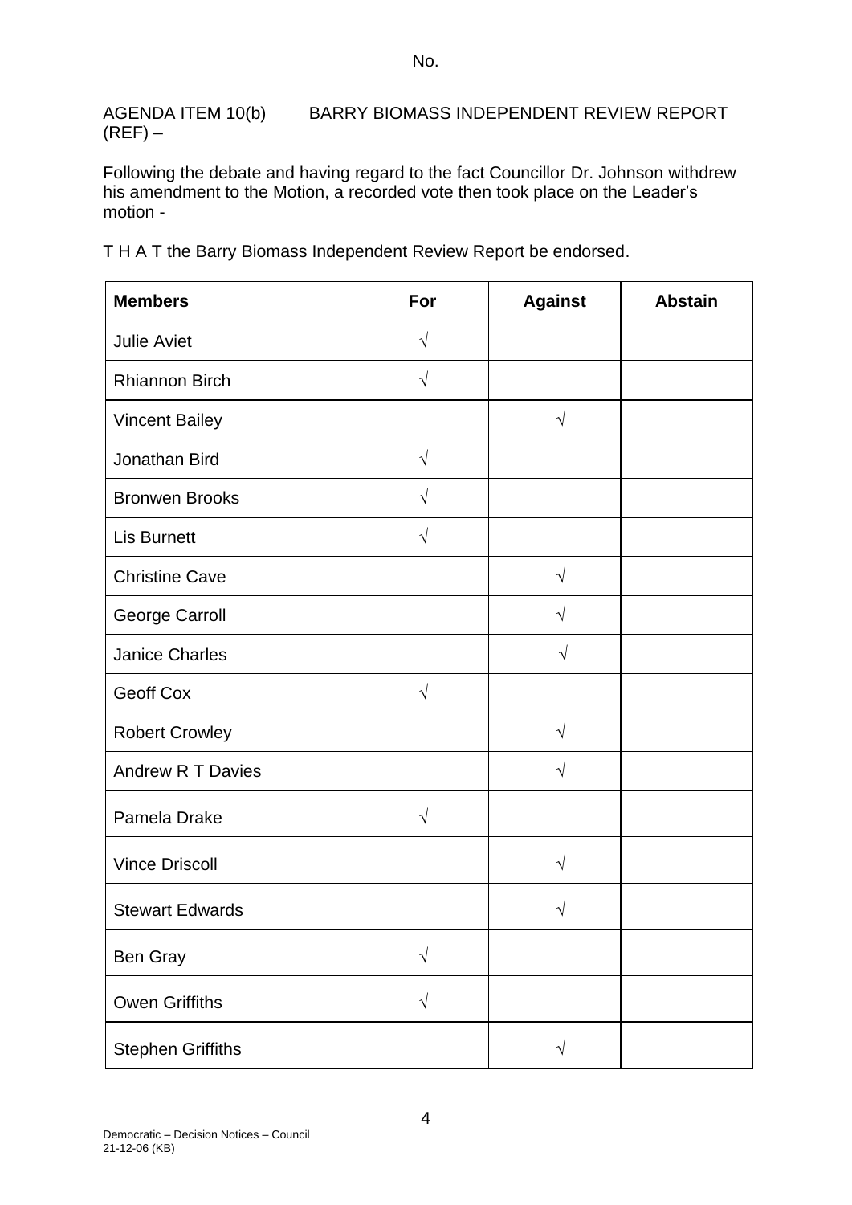No.

AGENDA ITEM 10(b) BARRY BIOMASS INDEPENDENT REVIEW REPORT (REF) –

Following the debate and having regard to the fact Councillor Dr. Johnson withdrew his amendment to the Motion, a recorded vote then took place on the Leader's motion -

T H A T the Barry Biomass Independent Review Report be endorsed.

| Members | For | Against | Abstain |
|---|---|---|---|
| Julie Aviet | √ | | |
| Rhiannon Birch | √ | | |
| Vincent Bailey | | √ | |
| Jonathan Bird | √ | | |
| Bronwen Brooks | √ | | |
| Lis Burnett | √ | | |
| Christine Cave | | √ | |
| George Carroll | | √ | |
| Janice Charles | | √ | |
| Geoff Cox | √ | | |
| Robert Crowley | | √ | |
| Andrew R T Davies | | √ | |
| Pamela Drake | √ | | |
| Vince Driscoll | | √ | |
| Stewart Edwards | | √ | |
| Ben Gray | √ | | |
| Owen Griffiths | √ | | |
| Stephen Griffiths | | √ | |

Democratic – Decision Notices – Council
21-12-06 (KB)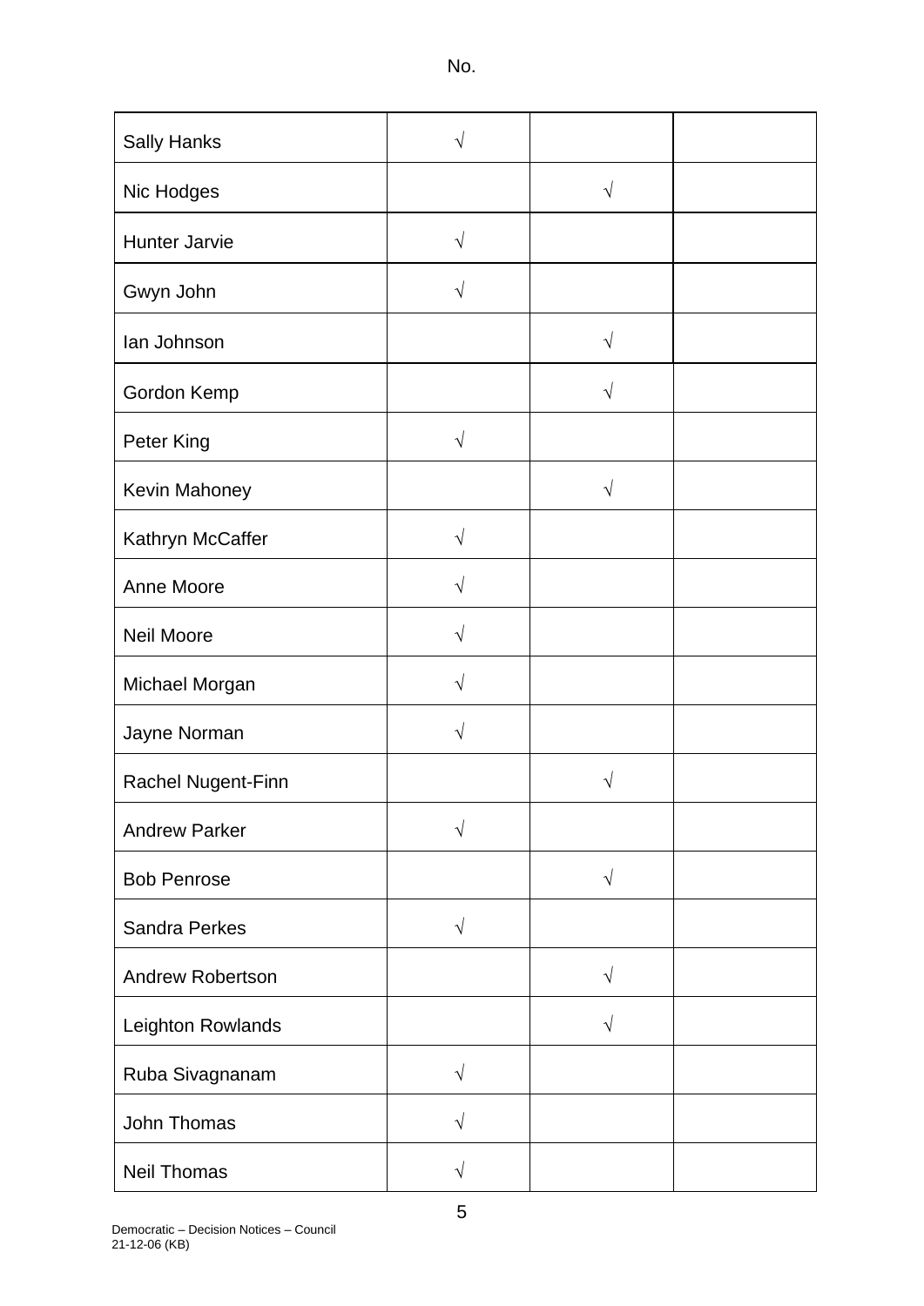No.

| | | | |
|---|---|---|---|
| Sally Hanks | √ | | |
| Nic Hodges | | √ | |
| Hunter Jarvie | √ | | |
| Gwyn John | √ | | |
| Ian Johnson | | √ | |
| Gordon Kemp | | √ | |
| Peter King | √ | | |
| Kevin Mahoney | | √ | |
| Kathryn McCaffer | √ | | |
| Anne Moore | √ | | |
| Neil Moore | √ | | |
| Michael Morgan | √ | | |
| Jayne Norman | √ | | |
| Rachel Nugent-Finn | | √ | |
| Andrew Parker | √ | | |
| Bob Penrose | | √ | |
| Sandra Perkes | √ | | |
| Andrew Robertson | | √ | |
| Leighton Rowlands | | √ | |
| Ruba Sivagnanam | √ | | |
| John Thomas | √ | | |
| Neil Thomas | √ | | |

Democratic – Decision Notices – Council
21-12-06 (KB)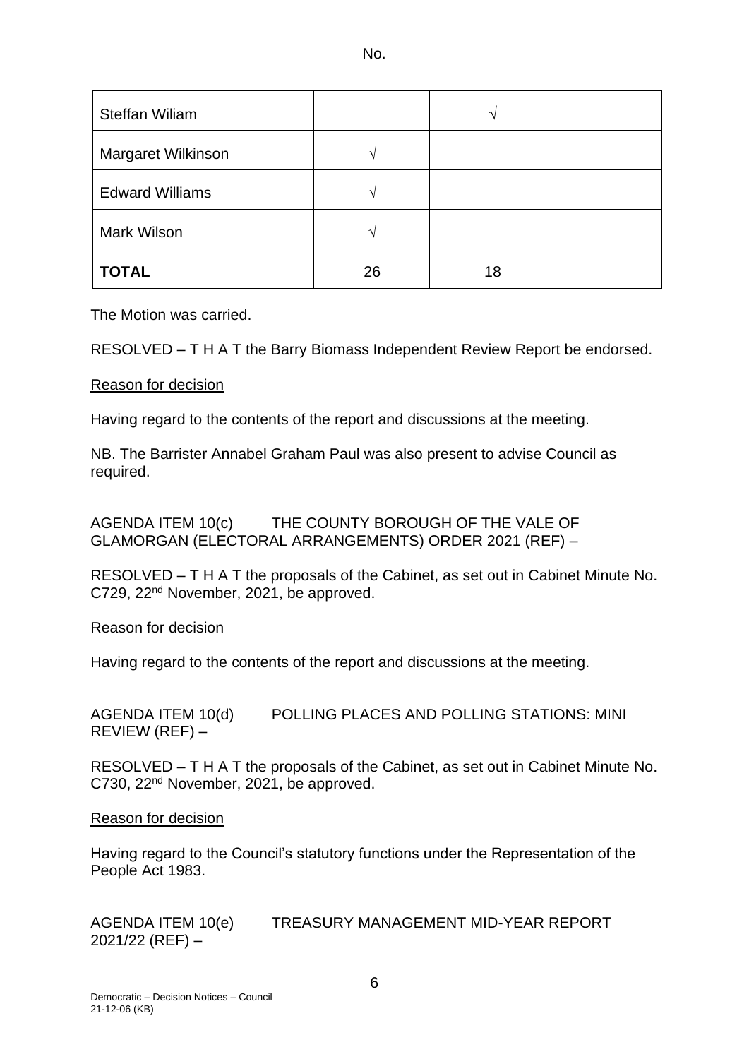| | | No. | |
|---|---|---|---|
| Steffan Wiliam | | √ | |
| Margaret Wilkinson | √ | | |
| Edward Williams | √ | | |
| Mark Wilson | √ | | |
| **TOTAL** | 26 | 18 | |

The Motion was carried.

RESOLVED – T H A T the Barry Biomass Independent Review Report be endorsed.

Reason for decision

Having regard to the contents of the report and discussions at the meeting.

NB. The Barrister Annabel Graham Paul was also present to advise Council as required.

AGENDA ITEM 10(c) THE COUNTY BOROUGH OF THE VALE OF GLAMORGAN (ELECTORAL ARRANGEMENTS) ORDER 2021 (REF) –

RESOLVED – T H A T the proposals of the Cabinet, as set out in Cabinet Minute No. C729, 22nd November, 2021, be approved.

Reason for decision

Having regard to the contents of the report and discussions at the meeting.

AGENDA ITEM 10(d) POLLING PLACES AND POLLING STATIONS: MINI REVIEW (REF) –

RESOLVED – T H A T the proposals of the Cabinet, as set out in Cabinet Minute No. C730, 22nd November, 2021, be approved.

Reason for decision

Having regard to the Council's statutory functions under the Representation of the People Act 1983.

AGENDA ITEM 10(e) TREASURY MANAGEMENT MID-YEAR REPORT 2021/22 (REF) –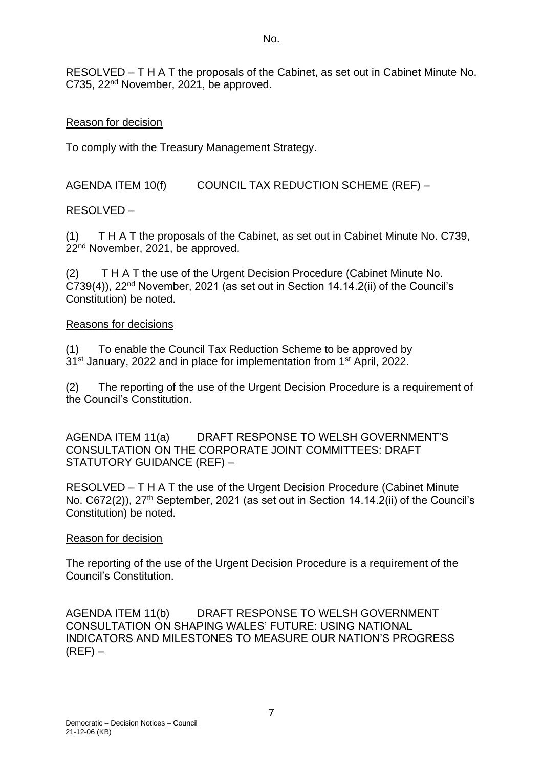RESOLVED – T H A T the proposals of the Cabinet, as set out in Cabinet Minute No. C735, 22nd November, 2021, be approved.

Reason for decision

To comply with the Treasury Management Strategy.

AGENDA ITEM 10(f) COUNCIL TAX REDUCTION SCHEME (REF) –

RESOLVED –

(1) T H A T the proposals of the Cabinet, as set out in Cabinet Minute No. C739, 22nd November, 2021, be approved.

(2) T H A T the use of the Urgent Decision Procedure (Cabinet Minute No. C739(4)), 22nd November, 2021 (as set out in Section 14.14.2(ii) of the Council's Constitution) be noted.

Reasons for decisions

(1) To enable the Council Tax Reduction Scheme to be approved by 31st January, 2022 and in place for implementation from 1st April, 2022.

(2) The reporting of the use of the Urgent Decision Procedure is a requirement of the Council's Constitution.

AGENDA ITEM 11(a) DRAFT RESPONSE TO WELSH GOVERNMENT'S CONSULTATION ON THE CORPORATE JOINT COMMITTEES: DRAFT STATUTORY GUIDANCE (REF) –

RESOLVED – T H A T the use of the Urgent Decision Procedure (Cabinet Minute No. C672(2)), 27th September, 2021 (as set out in Section 14.14.2(ii) of the Council's Constitution) be noted.

Reason for decision

The reporting of the use of the Urgent Decision Procedure is a requirement of the Council's Constitution.

AGENDA ITEM 11(b) DRAFT RESPONSE TO WELSH GOVERNMENT CONSULTATION ON SHAPING WALES' FUTURE: USING NATIONAL INDICATORS AND MILESTONES TO MEASURE OUR NATION'S PROGRESS (REF) –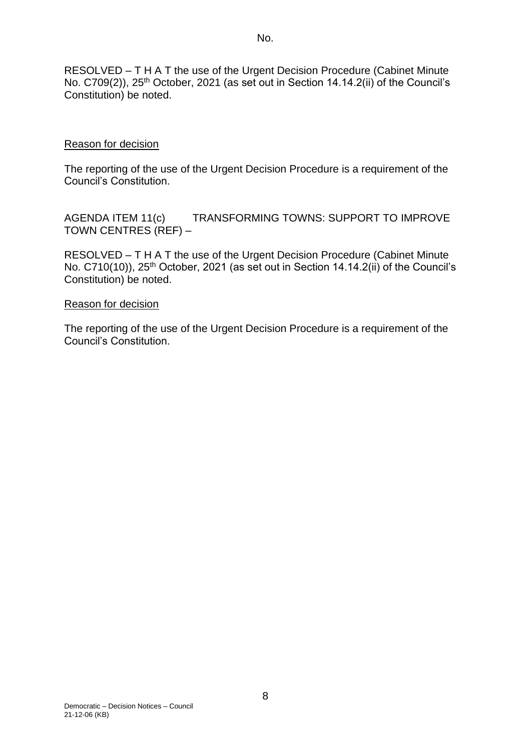No.

RESOLVED – T H A T the use of the Urgent Decision Procedure (Cabinet Minute No. C709(2)), 25th October, 2021 (as set out in Section 14.14.2(ii) of the Council's Constitution) be noted.

Reason for decision

The reporting of the use of the Urgent Decision Procedure is a requirement of the Council's Constitution.

AGENDA ITEM 11(c)        TRANSFORMING TOWNS: SUPPORT TO IMPROVE TOWN CENTRES (REF) –

RESOLVED – T H A T the use of the Urgent Decision Procedure (Cabinet Minute No. C710(10)), 25th October, 2021 (as set out in Section 14.14.2(ii) of the Council's Constitution) be noted.

Reason for decision

The reporting of the use of the Urgent Decision Procedure is a requirement of the Council's Constitution.

Democratic – Decision Notices – Council
21-12-06 (KB)